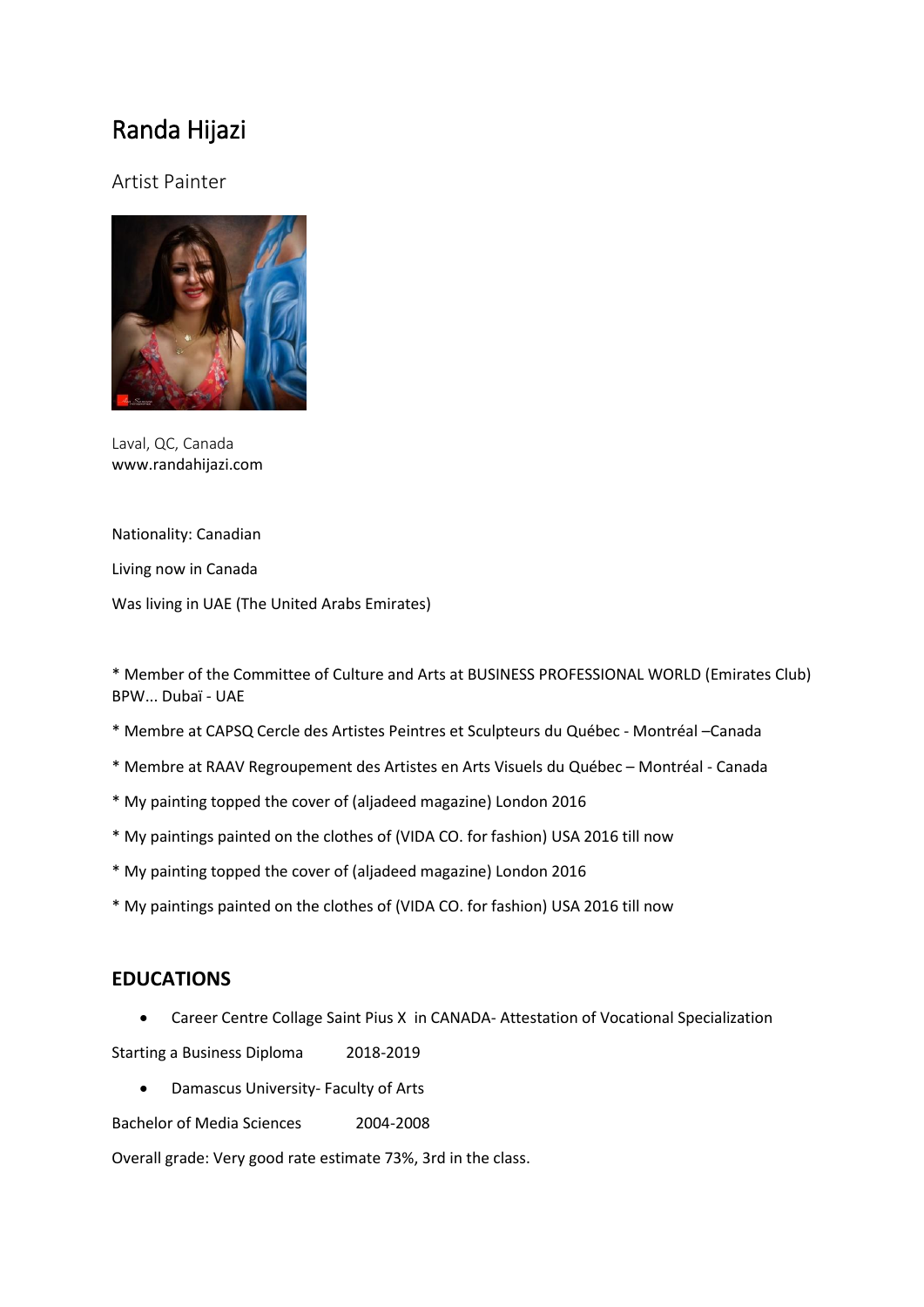# Randa Hijazi

Artist Painter

Laval, QC, Canada
www.randahijazi.com

Nationality: Canadian

Living now in Canada

Was living in UAE (The United Arabs Emirates)

* Member of the Committee of Culture and Arts at BUSINESS PROFESSIONAL WORLD (Emirates Club) BPW... Dubaï - UAE

* Membre at CAPSQ Cercle des Artistes Peintres et Sculpteurs du Québec - Montréal –Canada

* Membre at RAAV Regroupement des Artistes en Arts Visuels du Québec – Montréal - Canada

* My painting topped the cover of (aljadeed magazine) London 2016

* My paintings painted on the clothes of (VIDA CO. for fashion) USA 2016 till now

* My painting topped the cover of (aljadeed magazine) London 2016

* My paintings painted on the clothes of (VIDA CO. for fashion) USA 2016 till now

## EDUCATIONS

- Career Centre Collage Saint Pius X in CANADA- Attestation of Vocational Specialization

Starting a Business Diploma 2018-2019

- Damascus University- Faculty of Arts

Bachelor of Media Sciences 2004-2008

Overall grade: Very good rate estimate 73%, 3rd in the class.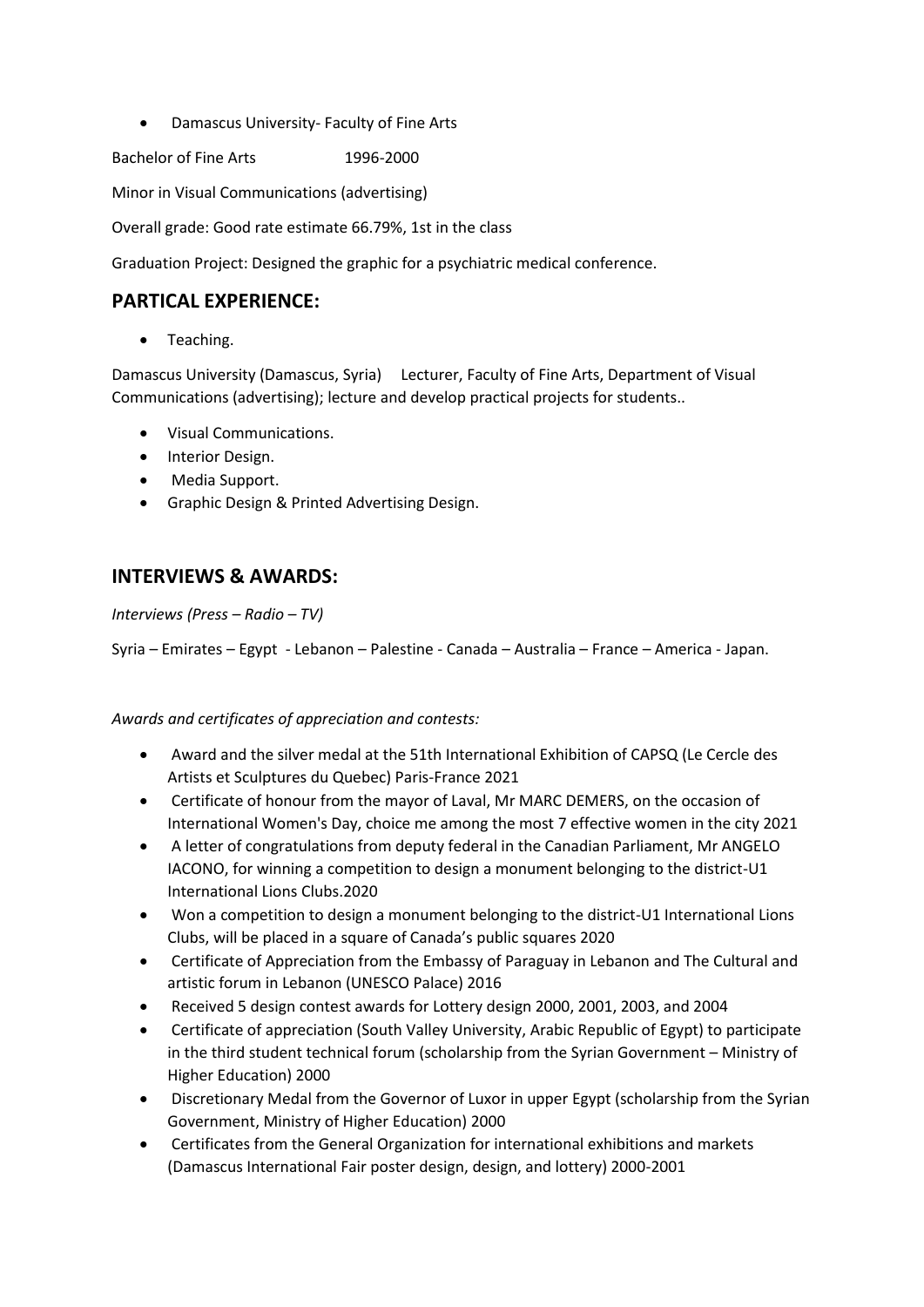- Damascus University- Faculty of Fine Arts

Bachelor of Fine Arts 1996-2000

Minor in Visual Communications (advertising)

Overall grade: Good rate estimate 66.79%, 1st in the class

Graduation Project: Designed the graphic for a psychiatric medical conference.

## PARTICAL EXPERIENCE:

- Teaching.

Damascus University (Damascus, Syria) Lecturer, Faculty of Fine Arts, Department of Visual Communications (advertising); lecture and develop practical projects for students..

- Visual Communications.
- Interior Design.
- Media Support.
- Graphic Design & Printed Advertising Design.

## INTERVIEWS & AWARDS:

*Interviews (Press – Radio – TV)*

Syria – Emirates – Egypt - Lebanon – Palestine - Canada – Australia – France – America - Japan.

*Awards and certificates of appreciation and contests:*

- Award and the silver medal at the 51th International Exhibition of CAPSQ (Le Cercle des Artists et Sculptures du Quebec) Paris-France 2021
- Certificate of honour from the mayor of Laval, Mr MARC DEMERS, on the occasion of International Women's Day, choice me among the most 7 effective women in the city 2021
- A letter of congratulations from deputy federal in the Canadian Parliament, Mr ANGELO IACONO, for winning a competition to design a monument belonging to the district-U1 International Lions Clubs.2020
- Won a competition to design a monument belonging to the district-U1 International Lions Clubs, will be placed in a square of Canada's public squares 2020
- Certificate of Appreciation from the Embassy of Paraguay in Lebanon and The Cultural and artistic forum in Lebanon (UNESCO Palace) 2016
- Received 5 design contest awards for Lottery design 2000, 2001, 2003, and 2004
- Certificate of appreciation (South Valley University, Arabic Republic of Egypt) to participate in the third student technical forum (scholarship from the Syrian Government – Ministry of Higher Education) 2000
- Discretionary Medal from the Governor of Luxor in upper Egypt (scholarship from the Syrian Government, Ministry of Higher Education) 2000
- Certificates from the General Organization for international exhibitions and markets (Damascus International Fair poster design, design, and lottery) 2000-2001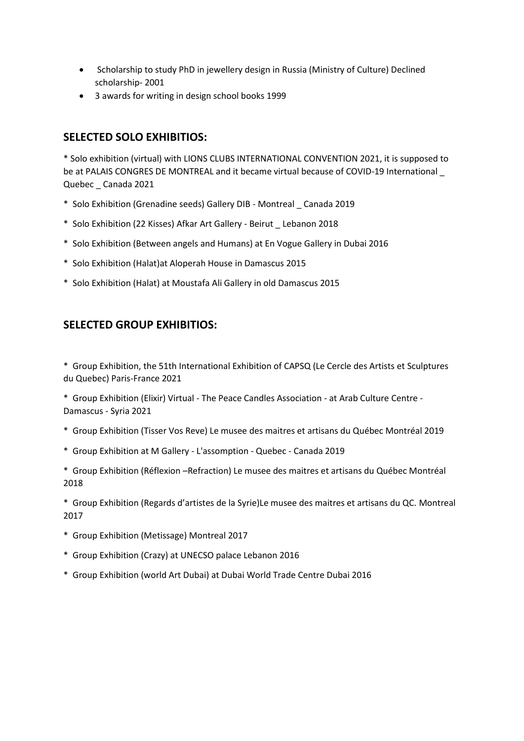- Scholarship to study PhD in jewellery design in Russia (Ministry of Culture) Declined scholarship- 2001
- 3 awards for writing in design school books 1999

## SELECTED SOLO EXHIBITIOS:

* Solo exhibition (virtual) with LIONS CLUBS INTERNATIONAL CONVENTION 2021, it is supposed to be at PALAIS CONGRES DE MONTREAL and it became virtual because of COVID-19 International _ Quebec _ Canada 2021

* Solo Exhibition (Grenadine seeds) Gallery DIB - Montreal _ Canada 2019

* Solo Exhibition (22 Kisses) Afkar Art Gallery - Beirut _ Lebanon 2018

* Solo Exhibition (Between angels and Humans) at En Vogue Gallery in Dubai 2016

* Solo Exhibition (Halat)at Aloperah House in Damascus 2015

* Solo Exhibition (Halat) at Moustafa Ali Gallery in old Damascus 2015

## SELECTED GROUP EXHIBITIOS:

* Group Exhibition, the 51th International Exhibition of CAPSQ (Le Cercle des Artists et Sculptures du Quebec) Paris-France 2021

* Group Exhibition (Elixir) Virtual - The Peace Candles Association - at Arab Culture Centre - Damascus - Syria 2021

* Group Exhibition (Tisser Vos Reve) Le musee des maitres et artisans du Québec Montréal 2019

* Group Exhibition at M Gallery - L'assomption - Quebec - Canada 2019

* Group Exhibition (Réflexion –Refraction) Le musee des maitres et artisans du Québec Montréal 2018

* Group Exhibition (Regards d'artistes de la Syrie)Le musee des maitres et artisans du QC. Montreal 2017

* Group Exhibition (Metissage) Montreal 2017

* Group Exhibition (Crazy) at UNECSO palace Lebanon 2016

* Group Exhibition (world Art Dubai) at Dubai World Trade Centre Dubai 2016